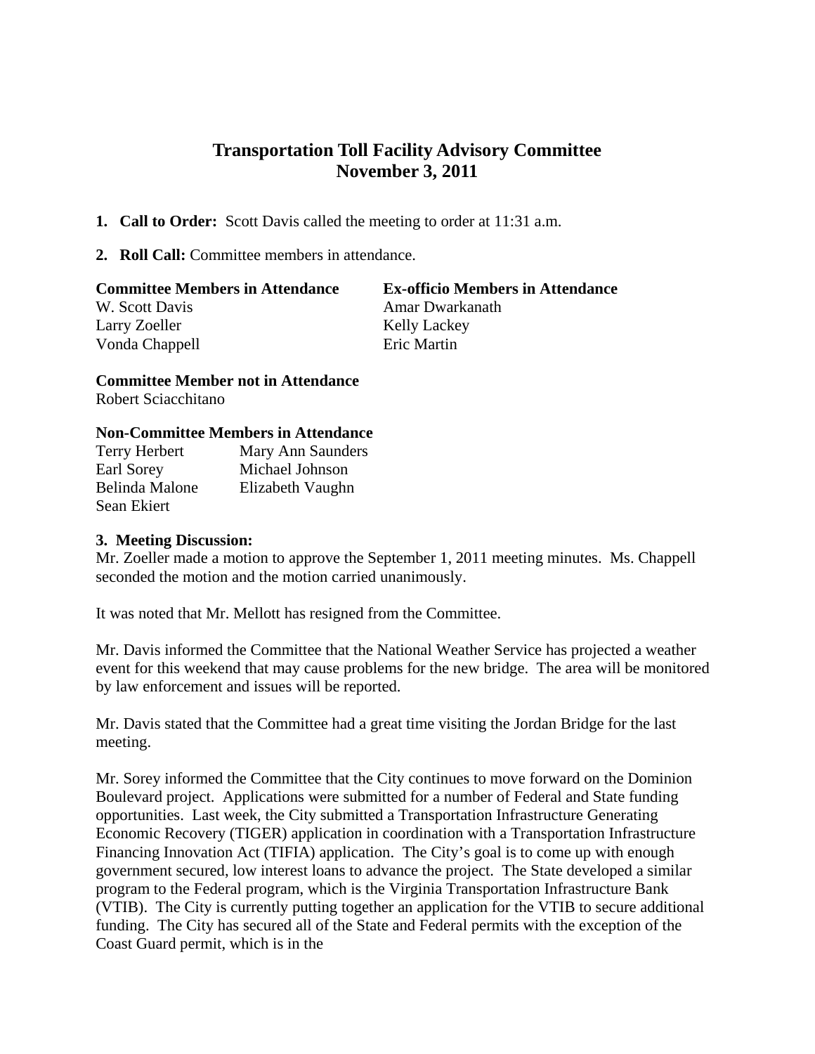# Transportation Toll Facility Advisory Committee
# November 3, 2011

1. **Call to Order:** Scott Davis called the meeting to order at 11:31 a.m.

2. **Roll Call:** Committee members in attendance.

| **Committee Members in Attendance** | **Ex-officio Members in Attendance** |
|---|---|
| W. Scott Davis | Amar Dwarkanath |
| Larry Zoeller | Kelly Lackey |
| Vonda Chappell | Eric Martin |

**Committee Member not in Attendance**
Robert Sciacchitano

**Non-Committee Members in Attendance**

| | |
|---|---|
| Terry Herbert | Mary Ann Saunders |
| Earl Sorey | Michael Johnson |
| Belinda Malone | Elizabeth Vaughn |
| Sean Ekiert | |

**3. Meeting Discussion:**

Mr. Zoeller made a motion to approve the September 1, 2011 meeting minutes. Ms. Chappell seconded the motion and the motion carried unanimously.

It was noted that Mr. Mellott has resigned from the Committee.

Mr. Davis informed the Committee that the National Weather Service has projected a weather event for this weekend that may cause problems for the new bridge. The area will be monitored by law enforcement and issues will be reported.

Mr. Davis stated that the Committee had a great time visiting the Jordan Bridge for the last meeting.

Mr. Sorey informed the Committee that the City continues to move forward on the Dominion Boulevard project. Applications were submitted for a number of Federal and State funding opportunities. Last week, the City submitted a Transportation Infrastructure Generating Economic Recovery (TIGER) application in coordination with a Transportation Infrastructure Financing Innovation Act (TIFIA) application. The City's goal is to come up with enough government secured, low interest loans to advance the project. The State developed a similar program to the Federal program, which is the Virginia Transportation Infrastructure Bank (VTIB). The City is currently putting together an application for the VTIB to secure additional funding. The City has secured all of the State and Federal permits with the exception of the Coast Guard permit, which is in the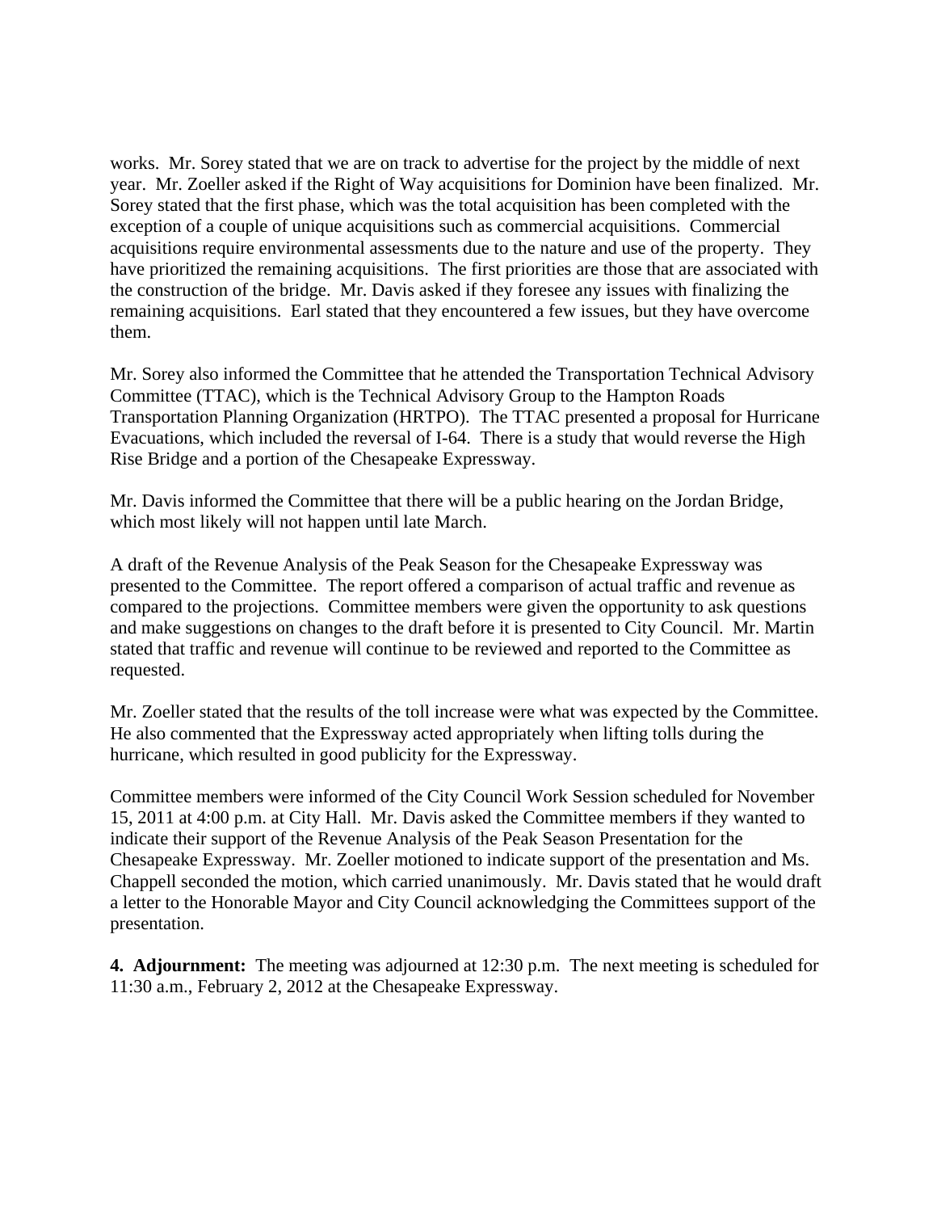works. Mr. Sorey stated that we are on track to advertise for the project by the middle of next year. Mr. Zoeller asked if the Right of Way acquisitions for Dominion have been finalized. Mr. Sorey stated that the first phase, which was the total acquisition has been completed with the exception of a couple of unique acquisitions such as commercial acquisitions. Commercial acquisitions require environmental assessments due to the nature and use of the property. They have prioritized the remaining acquisitions. The first priorities are those that are associated with the construction of the bridge. Mr. Davis asked if they foresee any issues with finalizing the remaining acquisitions. Earl stated that they encountered a few issues, but they have overcome them.

Mr. Sorey also informed the Committee that he attended the Transportation Technical Advisory Committee (TTAC), which is the Technical Advisory Group to the Hampton Roads Transportation Planning Organization (HRTPO). The TTAC presented a proposal for Hurricane Evacuations, which included the reversal of I-64. There is a study that would reverse the High Rise Bridge and a portion of the Chesapeake Expressway.

Mr. Davis informed the Committee that there will be a public hearing on the Jordan Bridge, which most likely will not happen until late March.

A draft of the Revenue Analysis of the Peak Season for the Chesapeake Expressway was presented to the Committee. The report offered a comparison of actual traffic and revenue as compared to the projections. Committee members were given the opportunity to ask questions and make suggestions on changes to the draft before it is presented to City Council. Mr. Martin stated that traffic and revenue will continue to be reviewed and reported to the Committee as requested.

Mr. Zoeller stated that the results of the toll increase were what was expected by the Committee. He also commented that the Expressway acted appropriately when lifting tolls during the hurricane, which resulted in good publicity for the Expressway.

Committee members were informed of the City Council Work Session scheduled for November 15, 2011 at 4:00 p.m. at City Hall. Mr. Davis asked the Committee members if they wanted to indicate their support of the Revenue Analysis of the Peak Season Presentation for the Chesapeake Expressway. Mr. Zoeller motioned to indicate support of the presentation and Ms. Chappell seconded the motion, which carried unanimously. Mr. Davis stated that he would draft a letter to the Honorable Mayor and City Council acknowledging the Committees support of the presentation.

**4. Adjournment:** The meeting was adjourned at 12:30 p.m. The next meeting is scheduled for 11:30 a.m., February 2, 2012 at the Chesapeake Expressway.